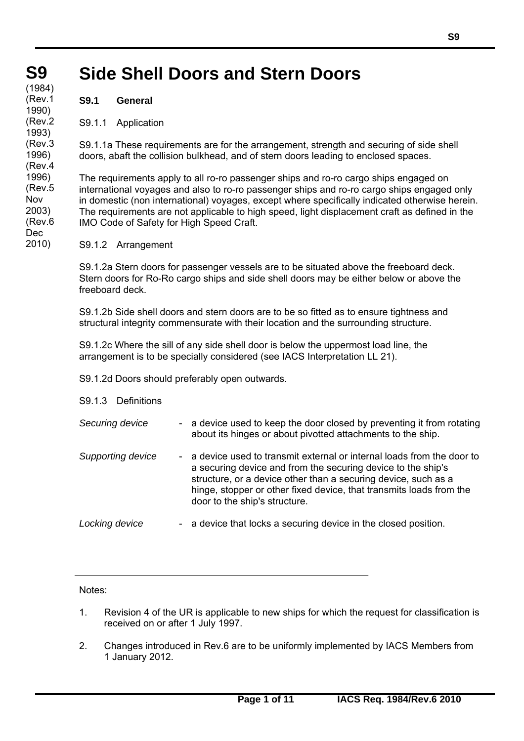# S9 Side Shell Doors and Stern Doors

(1984) (Rev.1 1990) (Rev.2 1993) (Rev.3 1996) (Rev.4 1996) (Rev.5 Nov 2003) (Rev.6 Dec 2010)

## S9.1 General

### S9.1.1 Application

S9.1.1a These requirements are for the arrangement, strength and securing of side shell doors, abaft the collision bulkhead, and of stern doors leading to enclosed spaces.

The requirements apply to all ro-ro passenger ships and ro-ro cargo ships engaged on international voyages and also to ro-ro passenger ships and ro-ro cargo ships engaged only in domestic (non international) voyages, except where specifically indicated otherwise herein. The requirements are not applicable to high speed, light displacement craft as defined in the IMO Code of Safety for High Speed Craft.

### S9.1.2 Arrangement

S9.1.2a Stern doors for passenger vessels are to be situated above the freeboard deck. Stern doors for Ro-Ro cargo ships and side shell doors may be either below or above the freeboard deck.

S9.1.2b Side shell doors and stern doors are to be so fitted as to ensure tightness and structural integrity commensurate with their location and the surrounding structure.

S9.1.2c Where the sill of any side shell door is below the uppermost load line, the arrangement is to be specially considered (see IACS Interpretation LL 21).

S9.1.2d Doors should preferably open outwards.

### S9.1.3 Definitions

*Securing device* - a device used to keep the door closed by preventing it from rotating about its hinges or about pivotted attachments to the ship.

*Supporting device* - a device used to transmit external or internal loads from the door to a securing device and from the securing device to the ship's structure, or a device other than a securing device, such as a hinge, stopper or other fixed device, that transmits loads from the door to the ship's structure.

*Locking device* - a device that locks a securing device in the closed position.

---

Notes:

1. Revision 4 of the UR is applicable to new ships for which the request for classification is received on or after 1 July 1997.

2. Changes introduced in Rev.6 are to be uniformly implemented by IACS Members from 1 January 2012.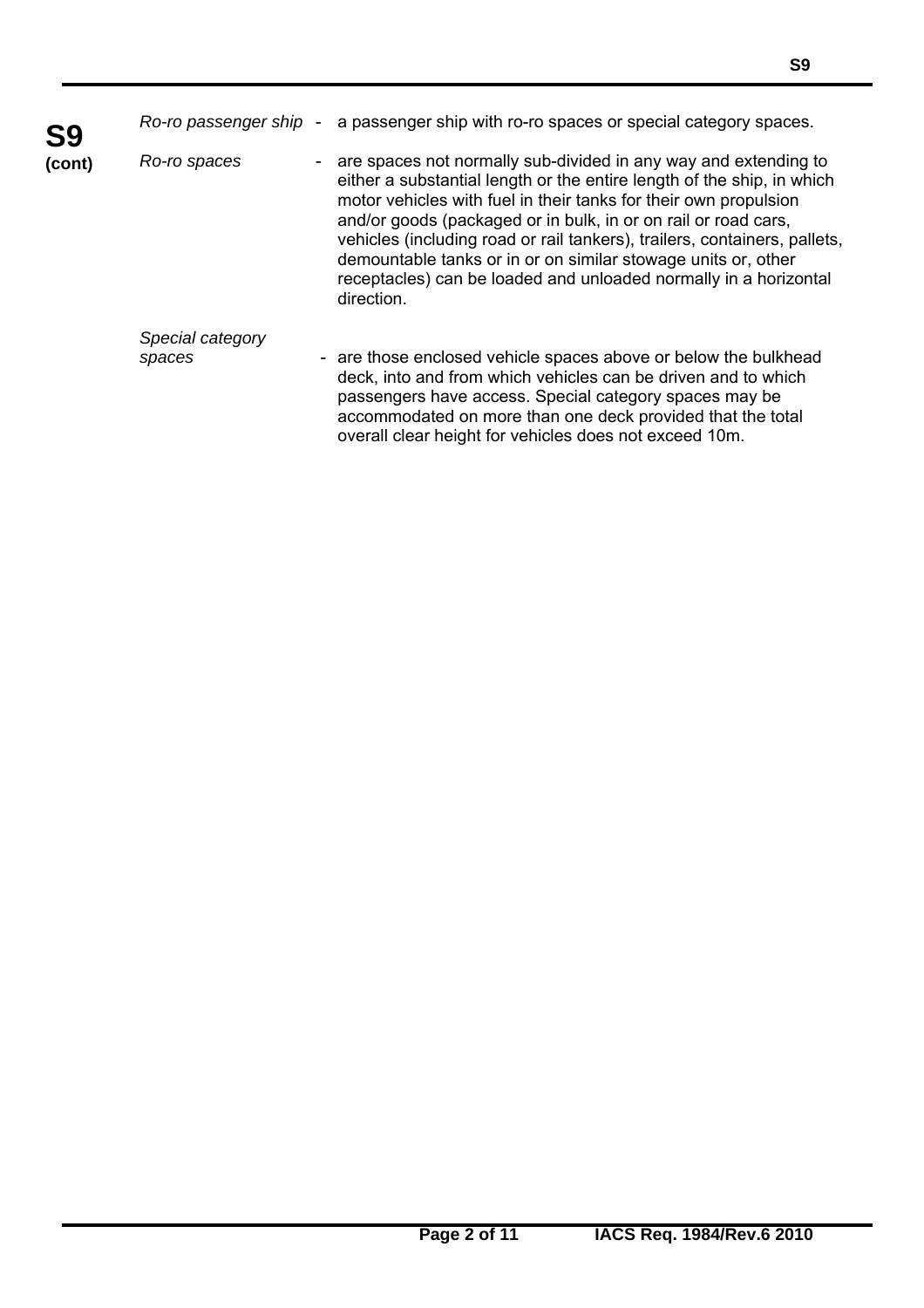*Ro-ro passenger ship* - a passenger ship with ro-ro spaces or special category spaces.

*Ro-ro spaces* - are spaces not normally sub-divided in any way and extending to either a substantial length or the entire length of the ship, in which motor vehicles with fuel in their tanks for their own propulsion and/or goods (packaged or in bulk, in or on rail or road cars, vehicles (including road or rail tankers), trailers, containers, pallets, demountable tanks or in or on similar stowage units or, other receptacles) can be loaded and unloaded normally in a horizontal direction.

*Special category spaces* - are those enclosed vehicle spaces above or below the bulkhead deck, into and from which vehicles can be driven and to which passengers have access. Special category spaces may be accommodated on more than one deck provided that the total overall clear height for vehicles does not exceed 10m.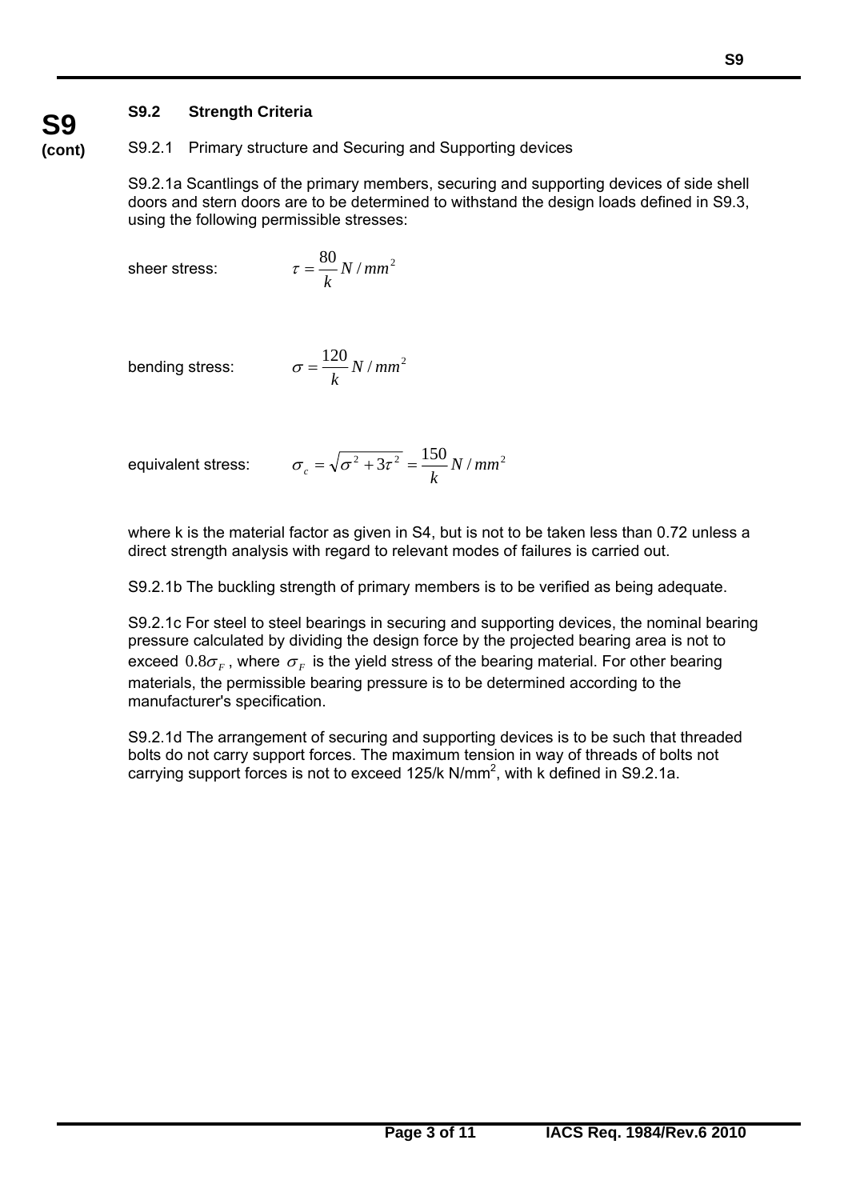**S9 (cont)**

### S9.2 Strength Criteria

S9.2.1 Primary structure and Securing and Supporting devices

S9.2.1a Scantlings of the primary members, securing and supporting devices of side shell doors and stern doors are to be determined to withstand the design loads defined in S9.3, using the following permissible stresses:

sheer stress: $\tau = \dfrac{80}{k} N/mm^2$

bending stress: $\sigma = \dfrac{120}{k} N/mm^2$

equivalent stress: $\sigma_c = \sqrt{\sigma^2 + 3\tau^2} = \dfrac{150}{k} N/mm^2$

where k is the material factor as given in S4, but is not to be taken less than 0.72 unless a direct strength analysis with regard to relevant modes of failures is carried out.

S9.2.1b The buckling strength of primary members is to be verified as being adequate.

S9.2.1c For steel to steel bearings in securing and supporting devices, the nominal bearing pressure calculated by dividing the design force by the projected bearing area is not to exceed $0.8\sigma_F$, where $\sigma_F$ is the yield stress of the bearing material. For other bearing materials, the permissible bearing pressure is to be determined according to the manufacturer's specification.

S9.2.1d The arrangement of securing and supporting devices is to be such that threaded bolts do not carry support forces. The maximum tension in way of threads of bolts not carrying support forces is not to exceed 125/k $N/mm^2$, with k defined in S9.2.1a.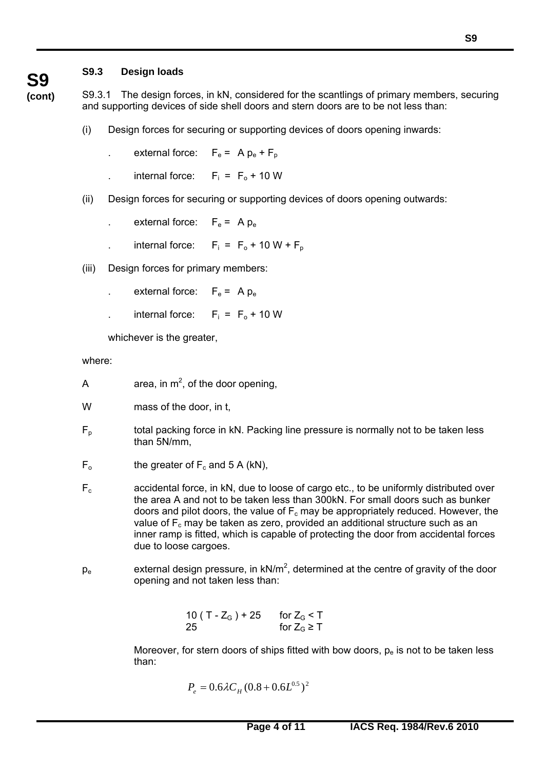**S9 (cont)**

### S9.3 Design loads

S9.3.1 The design forces, in kN, considered for the scantlings of primary members, securing and supporting devices of side shell doors and stern doors are to be not less than:

(i) Design forces for securing or supporting devices of doors opening inwards:

- external force: $F_e = A\,p_e + F_p$
- internal force: $F_i = F_o + 10\,W$

(ii) Design forces for securing or supporting devices of doors opening outwards:

- external force: $F_e = A\,p_e$
- internal force: $F_i = F_o + 10\,W + F_p$

(iii) Design forces for primary members:

- external force: $F_e = A\,p_e$
- internal force: $F_i = F_o + 10\,W$

whichever is the greater,

where:

$A$ area, in $m^2$, of the door opening,

$W$ mass of the door, in t,

$F_p$ total packing force in kN. Packing line pressure is normally not to be taken less than 5N/mm,

$F_o$ the greater of $F_c$ and 5 A (kN),

$F_c$ accidental force, in kN, due to loose of cargo etc., to be uniformly distributed over the area A and not to be taken less than 300kN. For small doors such as bunker doors and pilot doors, the value of $F_c$ may be appropriately reduced. However, the value of $F_c$ may be taken as zero, provided an additional structure such as an inner ramp is fitted, which is capable of protecting the door from accidental forces due to loose cargoes.

$p_e$ external design pressure, in $kN/m^2$, determined at the centre of gravity of the door opening and not taken less than:

$10\,(T - Z_G) + 25$ for $Z_G < T$
$25$ for $Z_G \geq T$

Moreover, for stern doors of ships fitted with bow doors, $p_e$ is not to be taken less than:

$$P_e = 0.6 \lambda C_H (0.8 + 0.6 L^{0.5})^2$$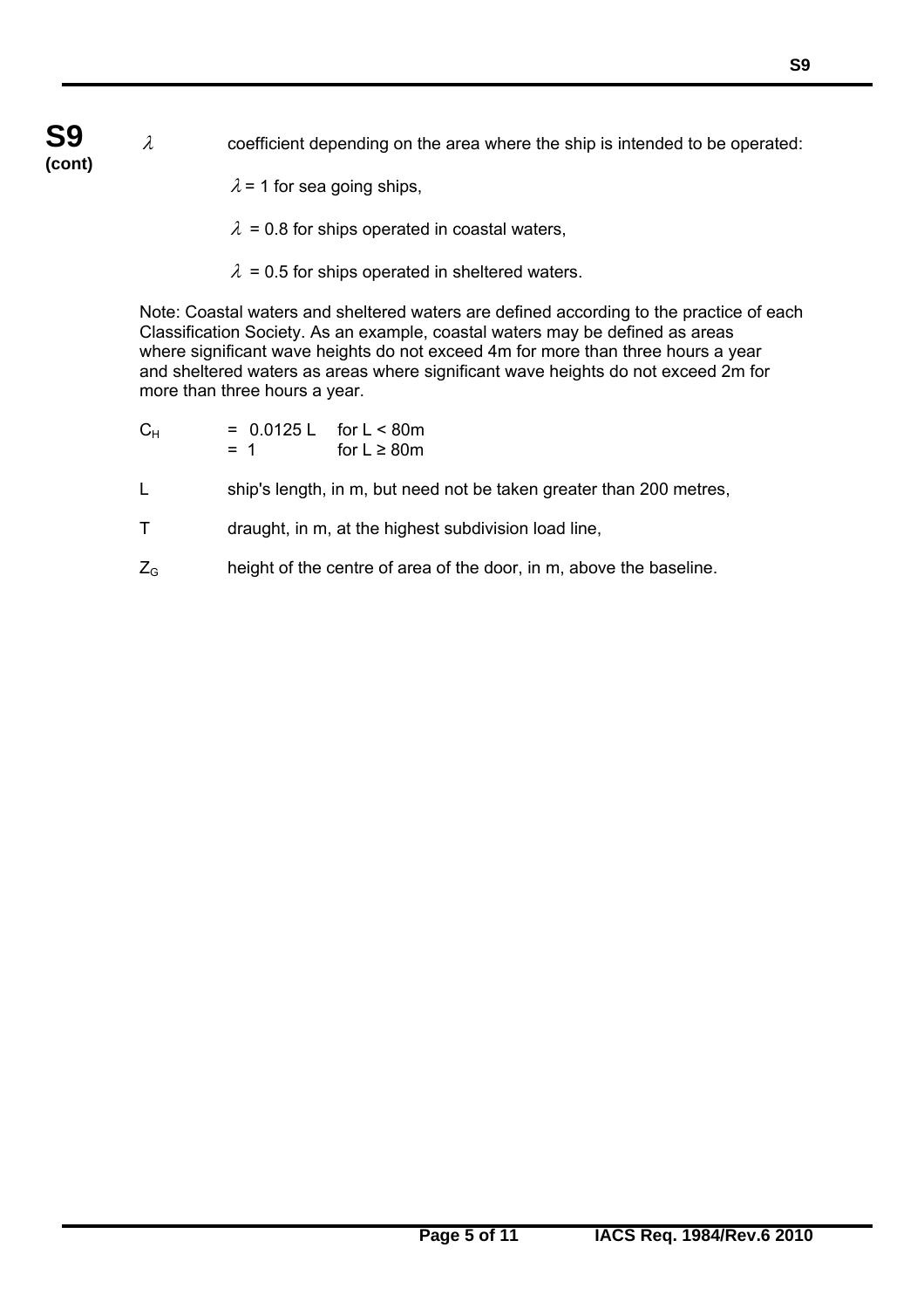**S9 (cont)**

$\lambda$ coefficient depending on the area where the ship is intended to be operated:

$\lambda = 1$ for sea going ships,

$\lambda = 0.8$ for ships operated in coastal waters,

$\lambda = 0.5$ for ships operated in sheltered waters.

Note: Coastal waters and sheltered waters are defined according to the practice of each Classification Society. As an example, coastal waters may be defined as areas where significant wave heights do not exceed 4m for more than three hours a year and sheltered waters as areas where significant wave heights do not exceed 2m for more than three hours a year.

$C_H$ = 0.0125 L for $L < 80$m
= 1 for $L \geq 80$m

L ship's length, in m, but need not be taken greater than 200 metres,

T draught, in m, at the highest subdivision load line,

$Z_G$ height of the centre of area of the door, in m, above the baseline.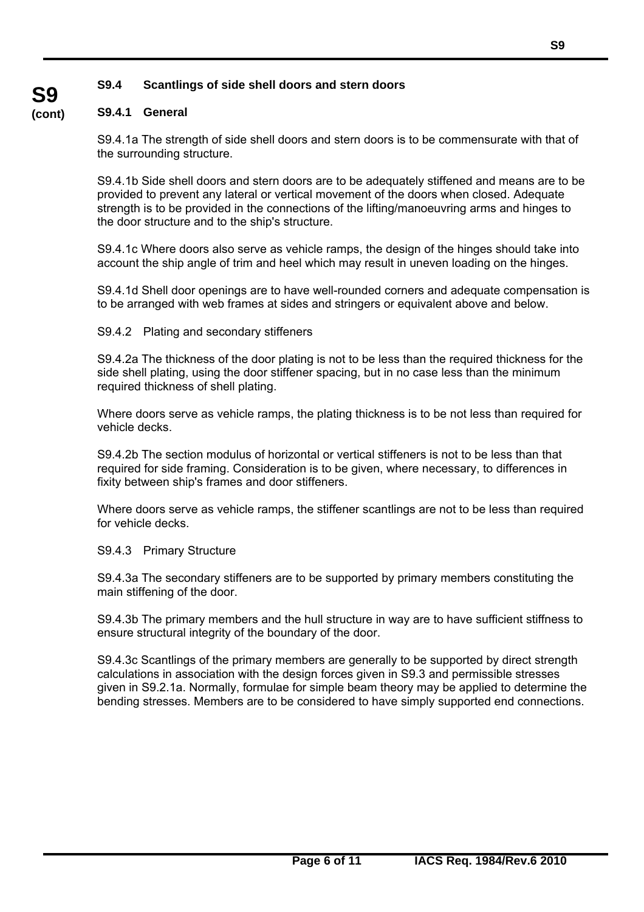### S9.4 Scantlings of side shell doors and stern doors

#### S9.4.1 General

S9.4.1a The strength of side shell doors and stern doors is to be commensurate with that of the surrounding structure.

S9.4.1b Side shell doors and stern doors are to be adequately stiffened and means are to be provided to prevent any lateral or vertical movement of the doors when closed. Adequate strength is to be provided in the connections of the lifting/manoeuvring arms and hinges to the door structure and to the ship's structure.

S9.4.1c Where doors also serve as vehicle ramps, the design of the hinges should take into account the ship angle of trim and heel which may result in uneven loading on the hinges.

S9.4.1d Shell door openings are to have well-rounded corners and adequate compensation is to be arranged with web frames at sides and stringers or equivalent above and below.

S9.4.2 Plating and secondary stiffeners

S9.4.2a The thickness of the door plating is not to be less than the required thickness for the side shell plating, using the door stiffener spacing, but in no case less than the minimum required thickness of shell plating.

Where doors serve as vehicle ramps, the plating thickness is to be not less than required for vehicle decks.

S9.4.2b The section modulus of horizontal or vertical stiffeners is not to be less than that required for side framing. Consideration is to be given, where necessary, to differences in fixity between ship's frames and door stiffeners.

Where doors serve as vehicle ramps, the stiffener scantlings are not to be less than required for vehicle decks.

S9.4.3 Primary Structure

S9.4.3a The secondary stiffeners are to be supported by primary members constituting the main stiffening of the door.

S9.4.3b The primary members and the hull structure in way are to have sufficient stiffness to ensure structural integrity of the boundary of the door.

S9.4.3c Scantlings of the primary members are generally to be supported by direct strength calculations in association with the design forces given in S9.3 and permissible stresses given in S9.2.1a. Normally, formulae for simple beam theory may be applied to determine the bending stresses. Members are to be considered to have simply supported end connections.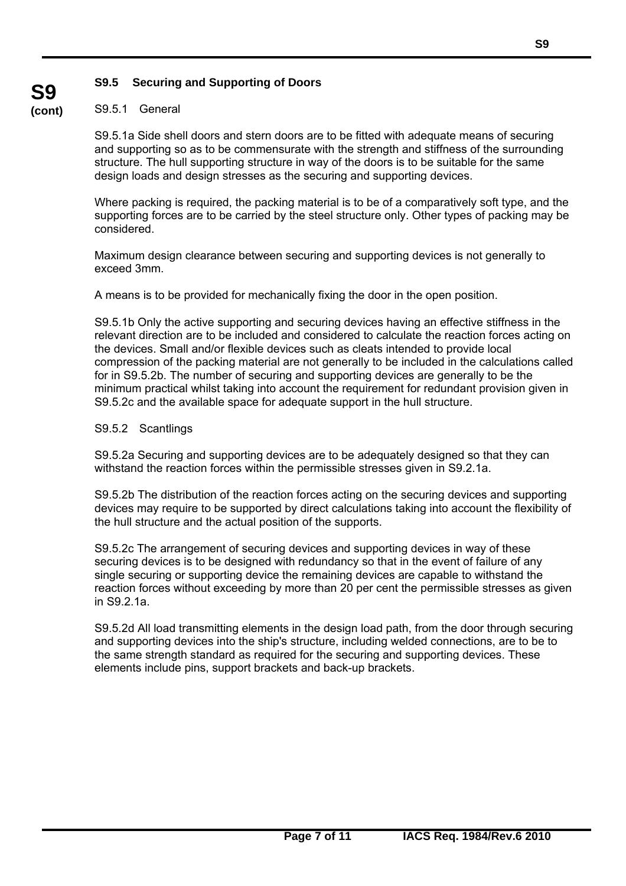## S9.5 Securing and Supporting of Doors

### S9.5.1 General

S9.5.1a Side shell doors and stern doors are to be fitted with adequate means of securing and supporting so as to be commensurate with the strength and stiffness of the surrounding structure. The hull supporting structure in way of the doors is to be suitable for the same design loads and design stresses as the securing and supporting devices.

Where packing is required, the packing material is to be of a comparatively soft type, and the supporting forces are to be carried by the steel structure only. Other types of packing may be considered.

Maximum design clearance between securing and supporting devices is not generally to exceed 3mm.

A means is to be provided for mechanically fixing the door in the open position.

S9.5.1b Only the active supporting and securing devices having an effective stiffness in the relevant direction are to be included and considered to calculate the reaction forces acting on the devices. Small and/or flexible devices such as cleats intended to provide local compression of the packing material are not generally to be included in the calculations called for in S9.5.2b. The number of securing and supporting devices are generally to be the minimum practical whilst taking into account the requirement for redundant provision given in S9.5.2c and the available space for adequate support in the hull structure.

### S9.5.2 Scantlings

S9.5.2a Securing and supporting devices are to be adequately designed so that they can withstand the reaction forces within the permissible stresses given in S9.2.1a.

S9.5.2b The distribution of the reaction forces acting on the securing devices and supporting devices may require to be supported by direct calculations taking into account the flexibility of the hull structure and the actual position of the supports.

S9.5.2c The arrangement of securing devices and supporting devices in way of these securing devices is to be designed with redundancy so that in the event of failure of any single securing or supporting device the remaining devices are capable to withstand the reaction forces without exceeding by more than 20 per cent the permissible stresses as given in S9.2.1a.

S9.5.2d All load transmitting elements in the design load path, from the door through securing and supporting devices into the ship's structure, including welded connections, are to be to the same strength standard as required for the securing and supporting devices. These elements include pins, support brackets and back-up brackets.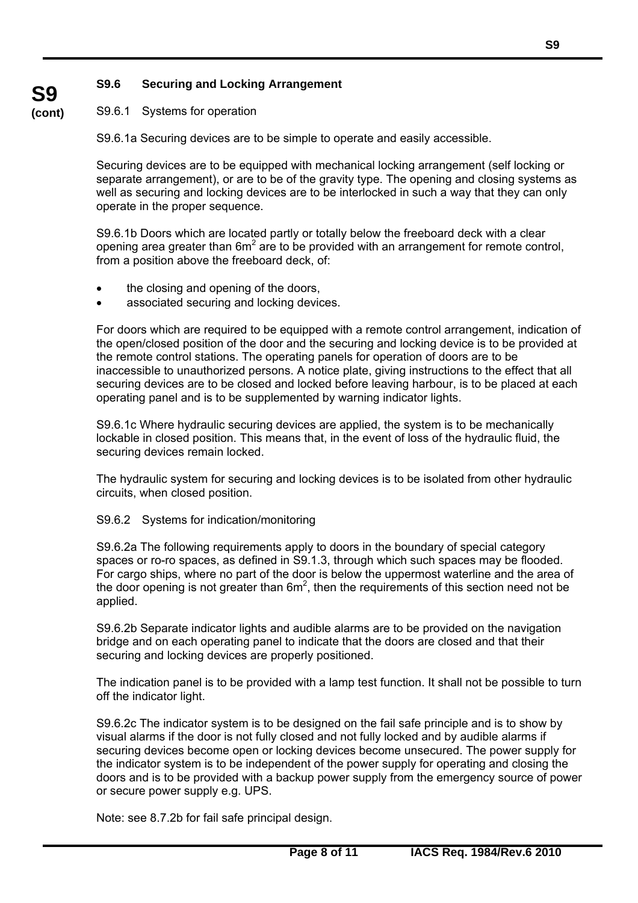### S9.6 Securing and Locking Arrangement

S9.6.1 Systems for operation

S9.6.1a Securing devices are to be simple to operate and easily accessible.

Securing devices are to be equipped with mechanical locking arrangement (self locking or separate arrangement), or are to be of the gravity type. The opening and closing systems as well as securing and locking devices are to be interlocked in such a way that they can only operate in the proper sequence.

S9.6.1b Doors which are located partly or totally below the freeboard deck with a clear opening area greater than $6m^2$ are to be provided with an arrangement for remote control, from a position above the freeboard deck, of:

- the closing and opening of the doors,
- associated securing and locking devices.

For doors which are required to be equipped with a remote control arrangement, indication of the open/closed position of the door and the securing and locking device is to be provided at the remote control stations. The operating panels for operation of doors are to be inaccessible to unauthorized persons. A notice plate, giving instructions to the effect that all securing devices are to be closed and locked before leaving harbour, is to be placed at each operating panel and is to be supplemented by warning indicator lights.

S9.6.1c Where hydraulic securing devices are applied, the system is to be mechanically lockable in closed position. This means that, in the event of loss of the hydraulic fluid, the securing devices remain locked.

The hydraulic system for securing and locking devices is to be isolated from other hydraulic circuits, when closed position.

S9.6.2 Systems for indication/monitoring

S9.6.2a The following requirements apply to doors in the boundary of special category spaces or ro-ro spaces, as defined in S9.1.3, through which such spaces may be flooded. For cargo ships, where no part of the door is below the uppermost waterline and the area of the door opening is not greater than $6m^2$, then the requirements of this section need not be applied.

S9.6.2b Separate indicator lights and audible alarms are to be provided on the navigation bridge and on each operating panel to indicate that the doors are closed and that their securing and locking devices are properly positioned.

The indication panel is to be provided with a lamp test function. It shall not be possible to turn off the indicator light.

S9.6.2c The indicator system is to be designed on the fail safe principle and is to show by visual alarms if the door is not fully closed and not fully locked and by audible alarms if securing devices become open or locking devices become unsecured. The power supply for the indicator system is to be independent of the power supply for operating and closing the doors and is to be provided with a backup power supply from the emergency source of power or secure power supply e.g. UPS.

Note: see 8.7.2b for fail safe principal design.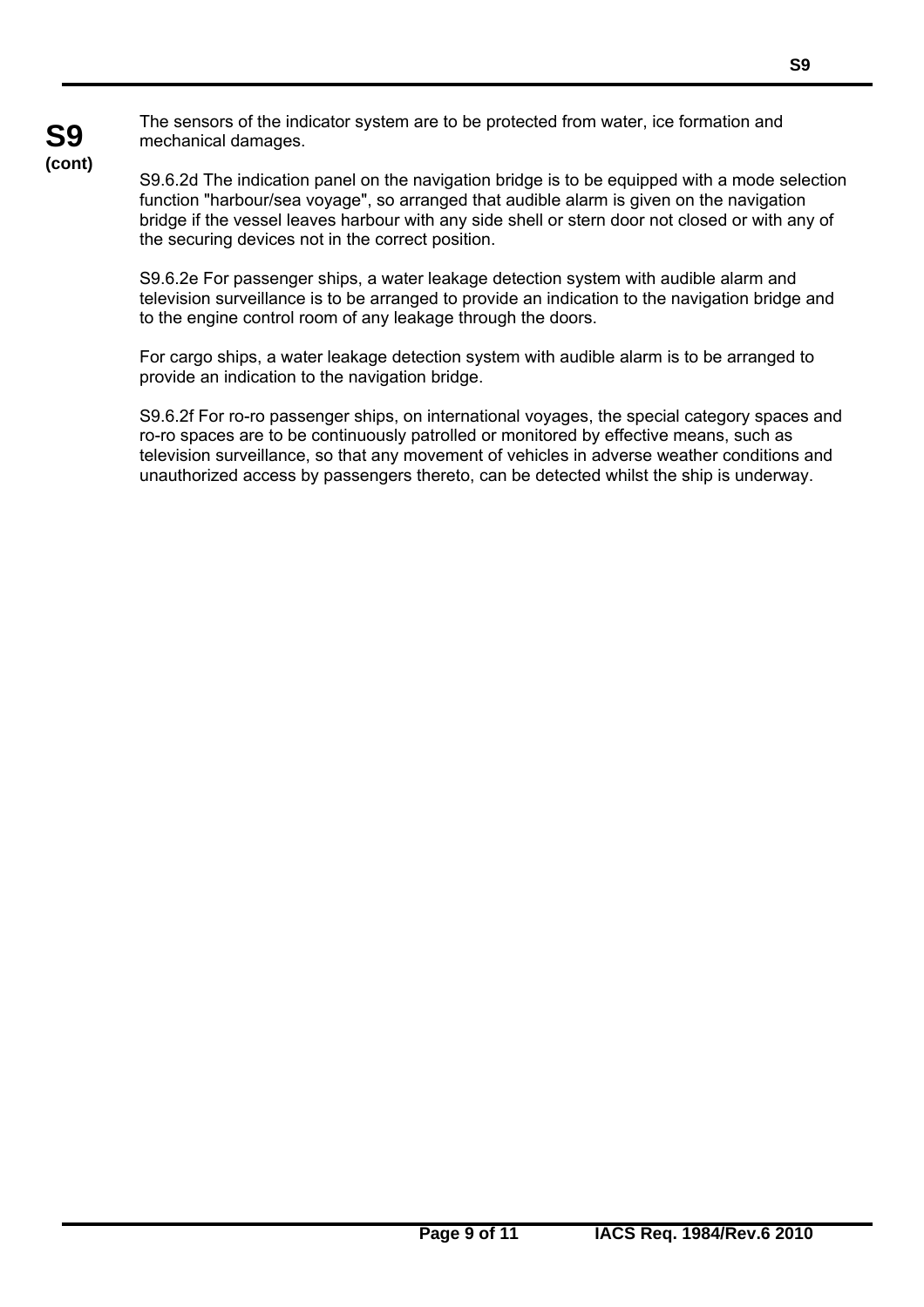The sensors of the indicator system are to be protected from water, ice formation and mechanical damages.

S9.6.2d The indication panel on the navigation bridge is to be equipped with a mode selection function "harbour/sea voyage", so arranged that audible alarm is given on the navigation bridge if the vessel leaves harbour with any side shell or stern door not closed or with any of the securing devices not in the correct position.

S9.6.2e For passenger ships, a water leakage detection system with audible alarm and television surveillance is to be arranged to provide an indication to the navigation bridge and to the engine control room of any leakage through the doors.

For cargo ships, a water leakage detection system with audible alarm is to be arranged to provide an indication to the navigation bridge.

S9.6.2f For ro-ro passenger ships, on international voyages, the special category spaces and ro-ro spaces are to be continuously patrolled or monitored by effective means, such as television surveillance, so that any movement of vehicles in adverse weather conditions and unauthorized access by passengers thereto, can be detected whilst the ship is underway.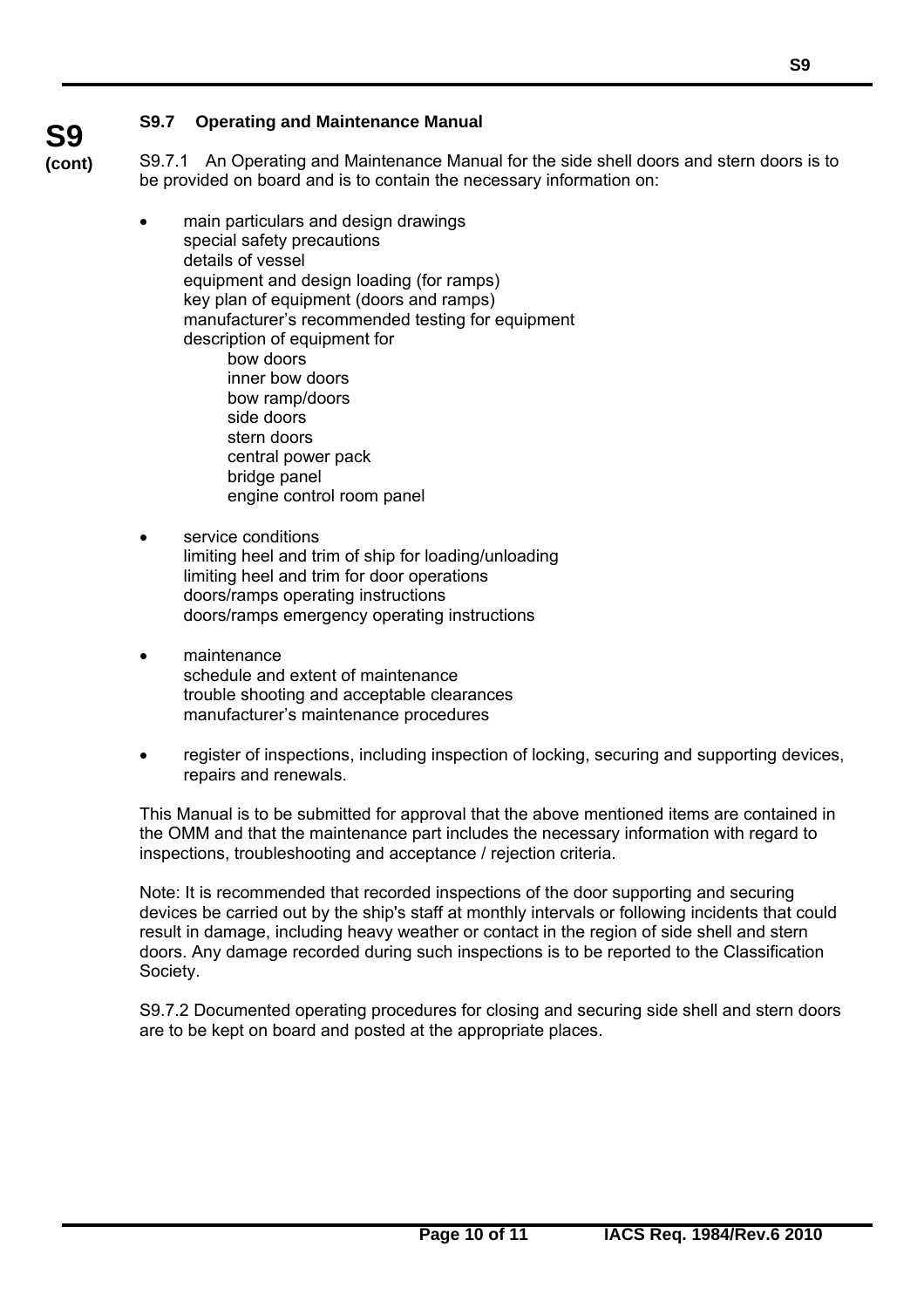**S9 (cont)**

### S9.7 Operating and Maintenance Manual

S9.7.1 An Operating and Maintenance Manual for the side shell doors and stern doors is to be provided on board and is to contain the necessary information on:

- main particulars and design drawings
  special safety precautions
  details of vessel
  equipment and design loading (for ramps)
  key plan of equipment (doors and ramps)
  manufacturer's recommended testing for equipment
  description of equipment for
    bow doors
    inner bow doors
    bow ramp/doors
    side doors
    stern doors
    central power pack
    bridge panel
    engine control room panel

- service conditions
  limiting heel and trim of ship for loading/unloading
  limiting heel and trim for door operations
  doors/ramps operating instructions
  doors/ramps emergency operating instructions

- maintenance
  schedule and extent of maintenance
  trouble shooting and acceptable clearances
  manufacturer's maintenance procedures

- register of inspections, including inspection of locking, securing and supporting devices, repairs and renewals.

This Manual is to be submitted for approval that the above mentioned items are contained in the OMM and that the maintenance part includes the necessary information with regard to inspections, troubleshooting and acceptance / rejection criteria.

Note: It is recommended that recorded inspections of the door supporting and securing devices be carried out by the ship's staff at monthly intervals or following incidents that could result in damage, including heavy weather or contact in the region of side shell and stern doors. Any damage recorded during such inspections is to be reported to the Classification Society.

S9.7.2 Documented operating procedures for closing and securing side shell and stern doors are to be kept on board and posted at the appropriate places.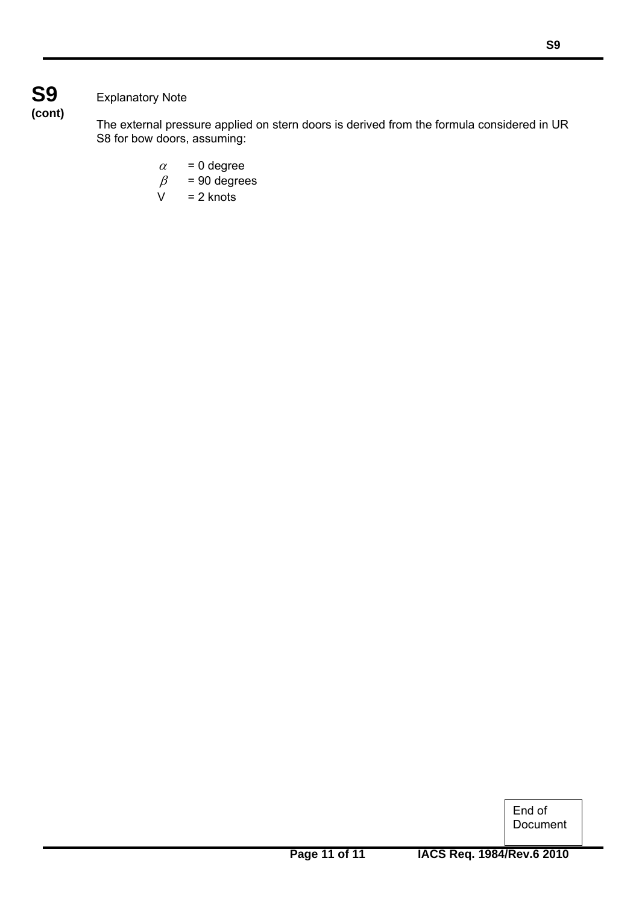**S9 (cont)**

Explanatory Note

The external pressure applied on stern doors is derived from the formula considered in UR S8 for bow doors, assuming:

$\alpha$ = 0 degree
$\beta$ = 90 degrees
V = 2 knots

End of Document